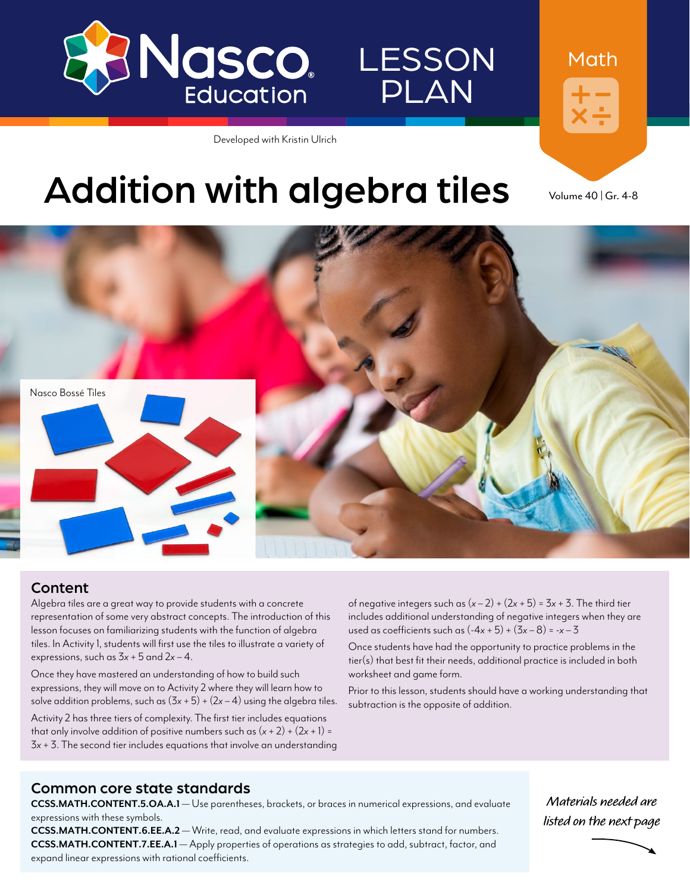Nasco Education

LESSON PLAN

Math

Developed with Kristin Ulrich

# Addition with algebra tiles

Volume 40 | Gr. 4-8

Nasco Bossé Tiles

## Content

Algebra tiles are a great way to provide students with a concrete representation of some very abstract concepts. The introduction of this lesson focuses on familiarizing students with the function of algebra tiles. In Activity 1, students will first use the tiles to illustrate a variety of expressions, such as $3x + 5$ and $2x – 4$.

Once they have mastered an understanding of how to build such expressions, they will move on to Activity 2 where they will learn how to solve addition problems, such as $(3x + 5) + (2x – 4)$ using the algebra tiles.

Activity 2 has three tiers of complexity. The first tier includes equations that only involve addition of positive numbers such as $(x + 2) + (2x + 1) = 3x + 3$. The second tier includes equations that involve an understanding of negative integers such as $(x – 2) + (2x + 5) = 3x + 3$. The third tier includes additional understanding of negative integers when they are used as coefficients such as $(-4x + 5) + (3x – 8) = -x – 3$

Once students have had the opportunity to practice problems in the tier(s) that best fit their needs, additional practice is included in both worksheet and game form.

Prior to this lesson, students should have a working understanding that subtraction is the opposite of addition.

## Common core state standards

**CCSS.MATH.CONTENT.5.OA.A.1** — Use parentheses, brackets, or braces in numerical expressions, and evaluate expressions with these symbols.

**CCSS.MATH.CONTENT.6.EE.A.2** — Write, read, and evaluate expressions in which letters stand for numbers.

**CCSS.MATH.CONTENT.7.EE.A.1** — Apply properties of operations as strategies to add, subtract, factor, and expand linear expressions with rational coefficients.

*Materials needed are listed on the next page*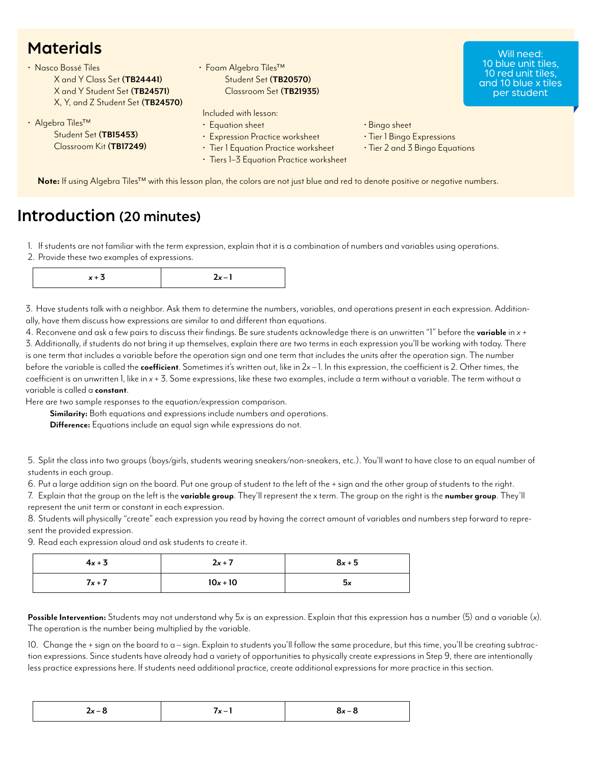## Materials

- Nasco Bossé Tiles
  - X and Y Class Set **(TB24441)**
  - X and Y Student Set **(TB24571)**
  - X, Y, and Z Student Set **(TB24570)**
- Algebra Tiles™
  - Student Set **(TB15453)**
  - Classroom Kit **(TB17249)**
- Foam Algebra Tiles™
  - Student Set **(TB20570)**
  - Classroom Set **(TB21935)**

Included with lesson:

- Equation sheet
- Expression Practice worksheet
- Tier 1 Equation Practice worksheet
- Tiers 1–3 Equation Practice worksheet
- Bingo sheet
- Tier 1 Bingo Expressions
- Tier 2 and 3 Bingo Equations

Will need: 10 blue unit tiles, 10 red unit tiles, and 10 blue x tiles per student

**Note:** If using Algebra Tiles™ with this lesson plan, the colors are not just blue and red to denote positive or negative numbers.

## Introduction (20 minutes)

1. If students are not familiar with the term expression, explain that it is a combination of numbers and variables using operations.
2. Provide these two examples of expressions.

| $x + 3$ | $2x - 1$ |
|---|---|

3. Have students talk with a neighbor. Ask them to determine the numbers, variables, and operations present in each expression. Additionally, have them discuss how expressions are similar to and different than equations.
4. Reconvene and ask a few pairs to discuss their findings. Be sure students acknowledge there is an unwritten "1" before the **variable** in $x + 3$. Additionally, if students do not bring it up themselves, explain there are two terms in each expression you'll be working with today. There is one term that includes a variable before the operation sign and one term that includes the units after the operation sign. The number before the variable is called the **coefficient**. Sometimes it's written out, like in $2x - 1$. In this expression, the coefficient is 2. Other times, the coefficient is an unwritten 1, like in $x + 3$. Some expressions, like these two examples, include a term without a variable. The term without a variable is called a **constant**.

Here are two sample responses to the equation/expression comparison.

**Similarity:** Both equations and expressions include numbers and operations.

**Difference:** Equations include an equal sign while expressions do not.

5. Split the class into two groups (boys/girls, students wearing sneakers/non-sneakers, etc.). You'll want to have close to an equal number of students in each group.
6. Put a large addition sign on the board. Put one group of student to the left of the + sign and the other group of students to the right.
7. Explain that the group on the left is the **variable group**. They'll represent the x term. The group on the right is the **number group**. They'll represent the unit term or constant in each expression.
8. Students will physically "create" each expression you read by having the correct amount of variables and numbers step forward to represent the provided expression.
9. Read each expression aloud and ask students to create it.

| $4x + 3$ | $2x + 7$ | $8x + 5$ |
|---|---|---|
| $7x + 7$ | $10x + 10$ | $5x$ |

**Possible Intervention:** Students may not understand why $5x$ is an expression. Explain that this expression has a number (5) and a variable ($x$). The operation is the number being multiplied by the variable.

10. Change the + sign on the board to a – sign. Explain to students you'll follow the same procedure, but this time, you'll be creating subtraction expressions. Since students have already had a variety of opportunities to physically create expressions in Step 9, there are intentionally less practice expressions here. If students need additional practice, create additional expressions for more practice in this section.

| $2x - 8$ | $7x - 1$ | $8x - 8$ |
|---|---|---|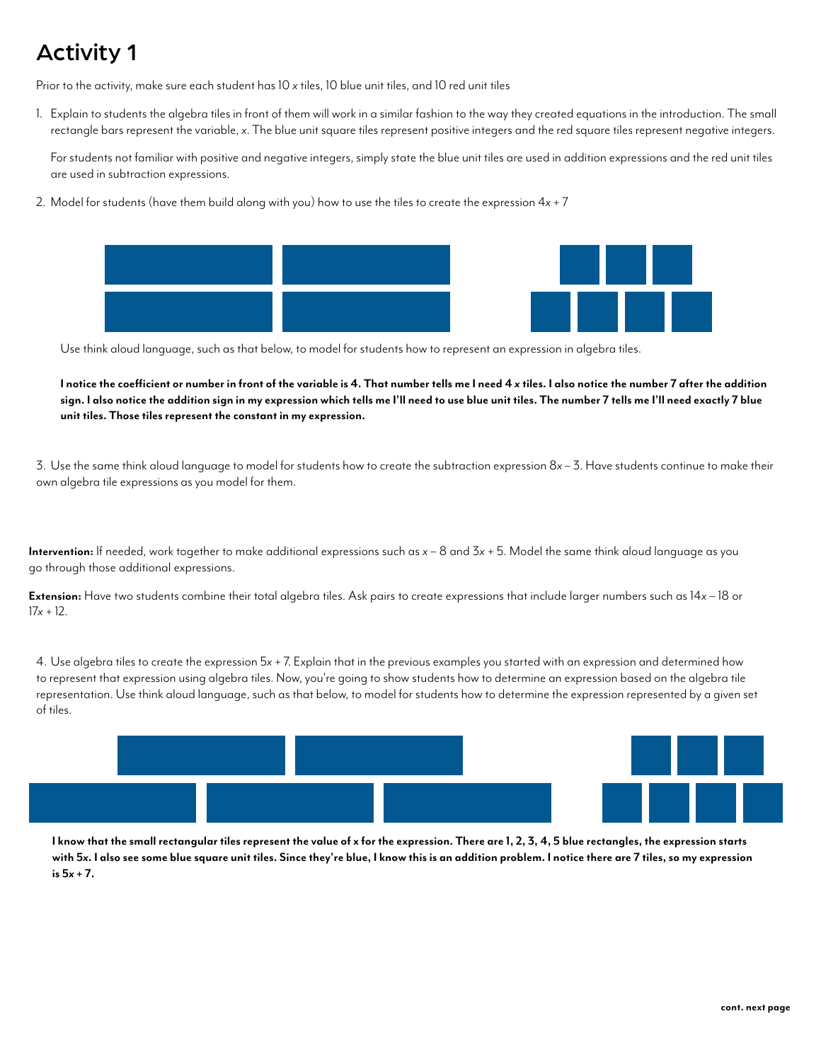# Activity 1

Prior to the activity, make sure each student has 10 $x$ tiles, 10 blue unit tiles, and 10 red unit tiles

1. Explain to students the algebra tiles in front of them will work in a similar fashion to the way they created equations in the introduction. The small rectangle bars represent the variable, $x$. The blue unit square tiles represent positive integers and the red square tiles represent negative integers.

   For students not familiar with positive and negative integers, simply state the blue unit tiles are used in addition expressions and the red unit tiles are used in subtraction expressions.

2. Model for students (have them build along with you) how to use the tiles to create the expression $4x + 7$

   Use think aloud language, such as that below, to model for students how to represent an expression in algebra tiles.

   **I notice the coefficient or number in front of the variable is 4. That number tells me I need 4 *x* tiles. I also notice the number 7 after the addition sign. I also notice the addition sign in my expression which tells me I'll need to use blue unit tiles. The number 7 tells me I'll need exactly 7 blue unit tiles. Those tiles represent the constant in my expression.**

3. Use the same think aloud language to model for students how to create the subtraction expression $8x - 3$. Have students continue to make their own algebra tile expressions as you model for them.

**Intervention:** If needed, work together to make additional expressions such as $x - 8$ and $3x + 5$. Model the same think aloud language as you go through those additional expressions.

**Extension:** Have two students combine their total algebra tiles. Ask pairs to create expressions that include larger numbers such as $14x - 18$ or $17x + 12$.

4. Use algebra tiles to create the expression $5x + 7$. Explain that in the previous examples you started with an expression and determined how to represent that expression using algebra tiles. Now, you're going to show students how to determine an expression based on the algebra tile representation. Use think aloud language, such as that below, to model for students how to determine the expression represented by a given set of tiles.

   **I know that the small rectangular tiles represent the value of x for the expression. There are 1, 2, 3, 4, 5 blue rectangles, the expression starts with 5x. I also see some blue square unit tiles. Since they're blue, I know this is an addition problem. I notice there are 7 tiles, so my expression is 5*x* + 7.**

**cont. next page**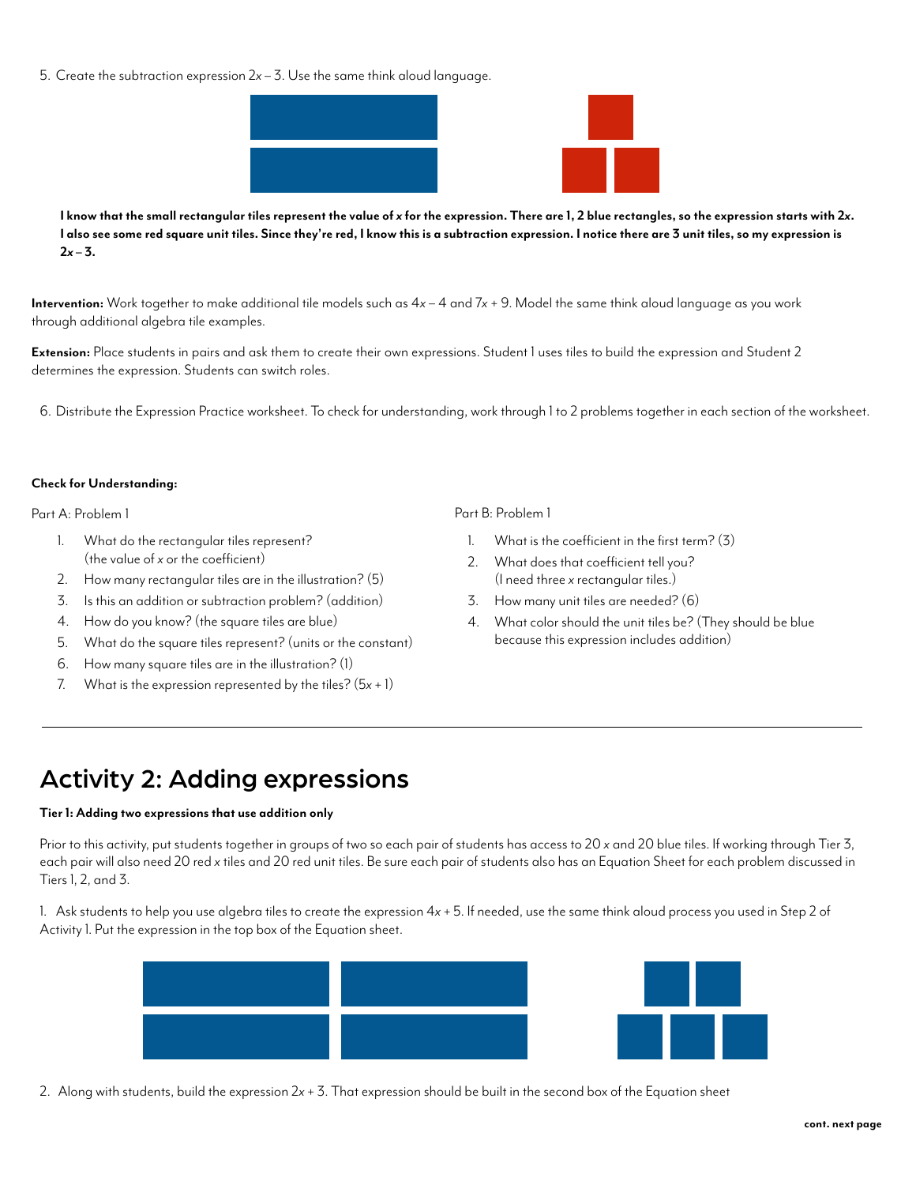5. Create the subtraction expression $2x - 3$. Use the same think aloud language.

**I know that the small rectangular tiles represent the value of $x$ for the expression. There are 1, 2 blue rectangles, so the expression starts with $2x$. I also see some red square unit tiles. Since they're red, I know this is a subtraction expression. I notice there are 3 unit tiles, so my expression is $2x - 3$.**

**Intervention:** Work together to make additional tile models such as $4x - 4$ and $7x + 9$. Model the same think aloud language as you work through additional algebra tile examples.

**Extension:** Place students in pairs and ask them to create their own expressions. Student 1 uses tiles to build the expression and Student 2 determines the expression. Students can switch roles.

6. Distribute the Expression Practice worksheet. To check for understanding, work through 1 to 2 problems together in each section of the worksheet.

**Check for Understanding:**

Part A: Problem 1

1. What do the rectangular tiles represent? (the value of $x$ or the coefficient)
2. How many rectangular tiles are in the illustration? (5)
3. Is this an addition or subtraction problem? (addition)
4. How do you know? (the square tiles are blue)
5. What do the square tiles represent? (units or the constant)
6. How many square tiles are in the illustration? (1)
7. What is the expression represented by the tiles? ($5x + 1$)

Part B: Problem 1

1. What is the coefficient in the first term? (3)
2. What does that coefficient tell you? (I need three $x$ rectangular tiles.)
3. How many unit tiles are needed? (6)
4. What color should the unit tiles be? (They should be blue because this expression includes addition)

## Activity 2: Adding expressions

**Tier 1: Adding two expressions that use addition only**

Prior to this activity, put students together in groups of two so each pair of students has access to 20 $x$ and 20 blue tiles. If working through Tier 3, each pair will also need 20 red $x$ tiles and 20 red unit tiles. Be sure each pair of students also has an Equation Sheet for each problem discussed in Tiers 1, 2, and 3.

1. Ask students to help you use algebra tiles to create the expression $4x + 5$. If needed, use the same think aloud process you used in Step 2 of Activity 1. Put the expression in the top box of the Equation sheet.

2. Along with students, build the expression $2x + 3$. That expression should be built in the second box of the Equation sheet

**cont. next page**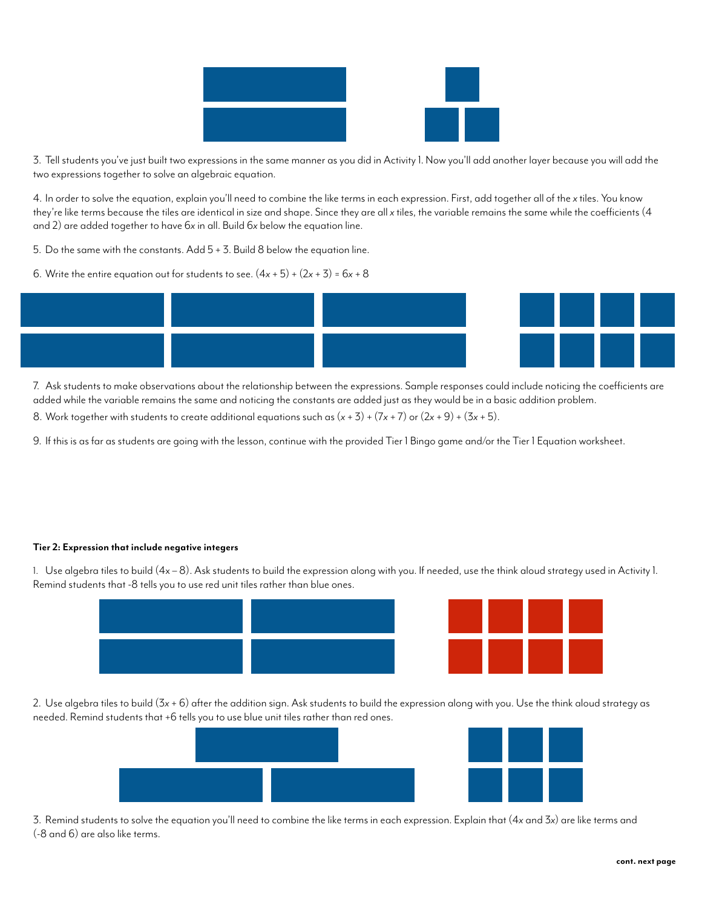3. Tell students you've just built two expressions in the same manner as you did in Activity 1. Now you'll add another layer because you will add the two expressions together to solve an algebraic equation.

4. In order to solve the equation, explain you'll need to combine the like terms in each expression. First, add together all of the $x$ tiles. You know they're like terms because the tiles are identical in size and shape. Since they are all $x$ tiles, the variable remains the same while the coefficients (4 and 2) are added together to have $6x$ in all. Build $6x$ below the equation line.

5. Do the same with the constants. Add 5 + 3. Build 8 below the equation line.

6. Write the entire equation out for students to see. $(4x + 5) + (2x + 3) = 6x + 8$

7. Ask students to make observations about the relationship between the expressions. Sample responses could include noticing the coefficients are added while the variable remains the same and noticing the constants are added just as they would be in a basic addition problem.

8. Work together with students to create additional equations such as $(x + 3) + (7x + 7)$ or $(2x + 9) + (3x + 5)$.

9. If this is as far as students are going with the lesson, continue with the provided Tier 1 Bingo game and/or the Tier 1 Equation worksheet.

**Tier 2: Expression that include negative integers**

1. Use algebra tiles to build $(4x - 8)$. Ask students to build the expression along with you. If needed, use the think aloud strategy used in Activity 1. Remind students that -8 tells you to use red unit tiles rather than blue ones.

2. Use algebra tiles to build $(3x + 6)$ after the addition sign. Ask students to build the expression along with you. Use the think aloud strategy as needed. Remind students that +6 tells you to use blue unit tiles rather than red ones.

3. Remind students to solve the equation you'll need to combine the like terms in each expression. Explain that ($4x$ and $3x$) are like terms and (-8 and 6) are also like terms.

**cont. next page**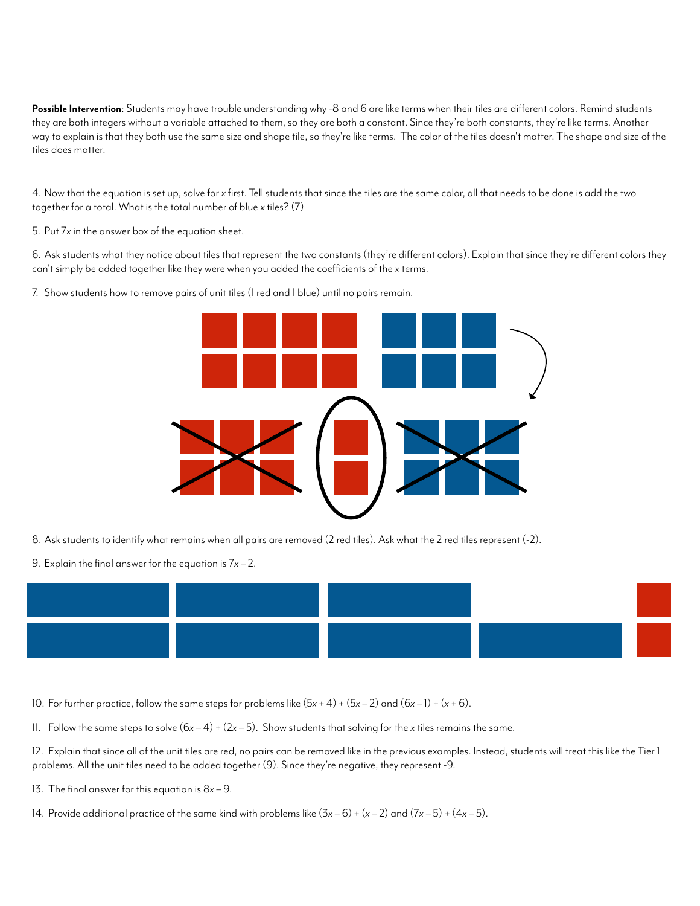**Possible Intervention**: Students may have trouble understanding why -8 and 6 are like terms when their tiles are different colors. Remind students they are both integers without a variable attached to them, so they are both a constant. Since they're both constants, they're like terms. Another way to explain is that they both use the same size and shape tile, so they're like terms. The color of the tiles doesn't matter. The shape and size of the tiles does matter.

4. Now that the equation is set up, solve for $x$ first. Tell students that since the tiles are the same color, all that needs to be done is add the two together for a total. What is the total number of blue $x$ tiles? (7)

5. Put $7x$ in the answer box of the equation sheet.

6. Ask students what they notice about tiles that represent the two constants (they're different colors). Explain that since they're different colors they can't simply be added together like they were when you added the coefficients of the $x$ terms.

7. Show students how to remove pairs of unit tiles (1 red and 1 blue) until no pairs remain.

8. Ask students to identify what remains when all pairs are removed (2 red tiles). Ask what the 2 red tiles represent (-2).

9. Explain the final answer for the equation is $7x – 2$.

10. For further practice, follow the same steps for problems like $(5x + 4) + (5x – 2)$ and $(6x – 1) + (x + 6)$.

11. Follow the same steps to solve $(6x – 4) + (2x – 5)$. Show students that solving for the $x$ tiles remains the same.

12. Explain that since all of the unit tiles are red, no pairs can be removed like in the previous examples. Instead, students will treat this like the Tier 1 problems. All the unit tiles need to be added together (9). Since they're negative, they represent -9.

13. The final answer for this equation is $8x – 9$.

14. Provide additional practice of the same kind with problems like $(3x – 6) + (x – 2)$ and $(7x – 5) + (4x – 5)$.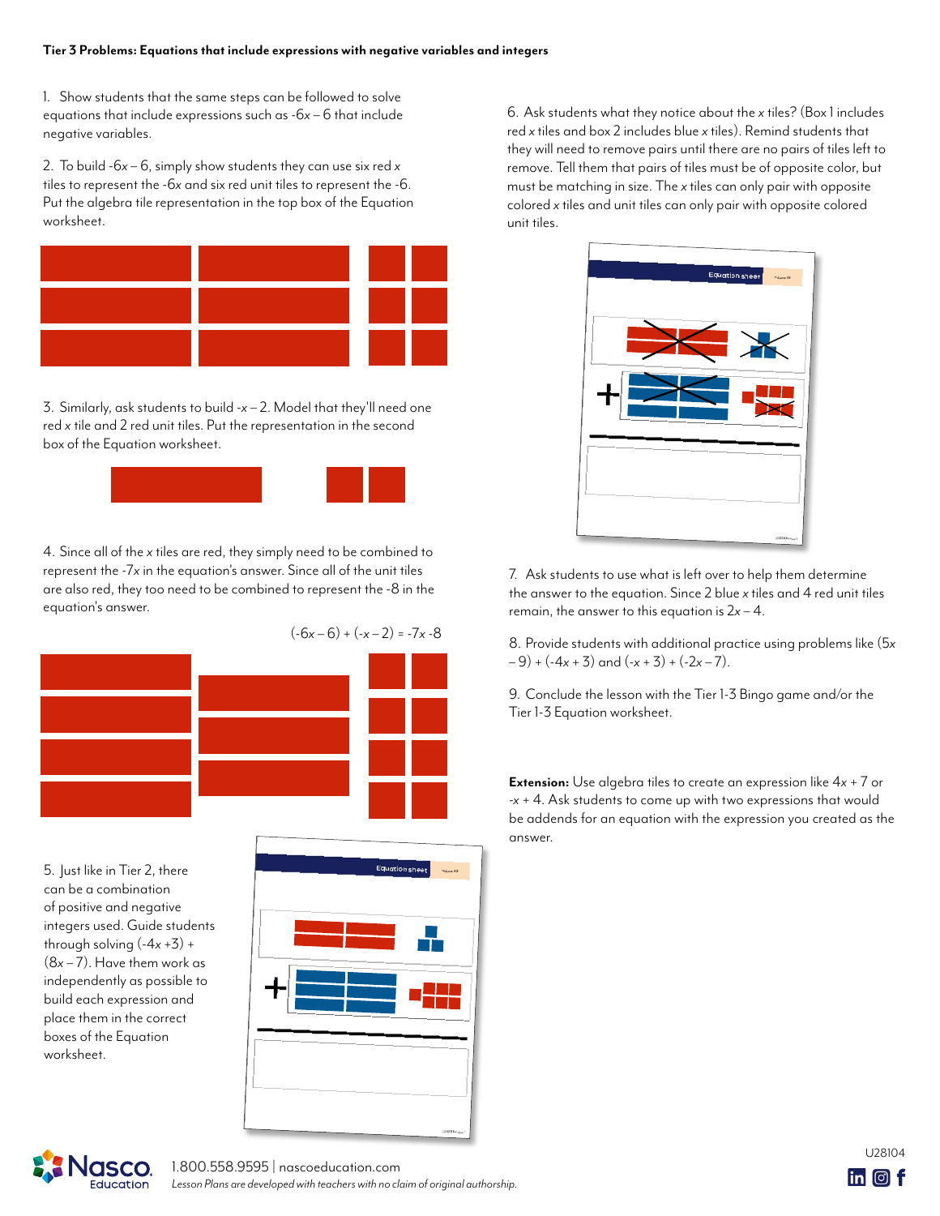**Tier 3 Problems: Equations that include expressions with negative variables and integers**

1. Show students that the same steps can be followed to solve equations that include expressions such as $-6x - 6$ that include negative variables.

2. To build $-6x - 6$, simply show students they can use six red $x$ tiles to represent the $-6x$ and six red unit tiles to represent the $-6$. Put the algebra tile representation in the top box of the Equation worksheet.

3. Similarly, ask students to build $-x - 2$. Model that they'll need one red $x$ tile and 2 red unit tiles. Put the representation in the second box of the Equation worksheet.

4. Since all of the $x$ tiles are red, they simply need to be combined to represent the $-7x$ in the equation's answer. Since all of the unit tiles are also red, they too need to be combined to represent the $-8$ in the equation's answer.

$$(-6x - 6) + (-x - 2) = -7x - 8$$

5. Just like in Tier 2, there can be a combination of positive and negative integers used. Guide students through solving $(-4x + 3) + (8x - 7)$. Have them work as independently as possible to build each expression and place them in the correct boxes of the Equation worksheet.

6. Ask students what they notice about the $x$ tiles? (Box 1 includes red $x$ tiles and box 2 includes blue $x$ tiles). Remind students that they will need to remove pairs until there are no pairs of tiles left to remove. Tell them that pairs of tiles must be of opposite color, but must be matching in size. The $x$ tiles can only pair with opposite colored $x$ tiles and unit tiles can only pair with opposite colored unit tiles.

7. Ask students to use what is left over to help them determine the answer to the equation. Since 2 blue $x$ tiles and 4 red unit tiles remain, the answer to this equation is $2x - 4$.

8. Provide students with additional practice using problems like $(5x - 9) + (-4x + 3)$ and $(-x + 3) + (-2x - 7)$.

9. Conclude the lesson with the Tier 1-3 Bingo game and/or the Tier 1-3 Equation worksheet.

**Extension:** Use algebra tiles to create an expression like $4x + 7$ or $-x + 4$. Ask students to come up with two expressions that would be addends for an equation with the expression you created as the answer.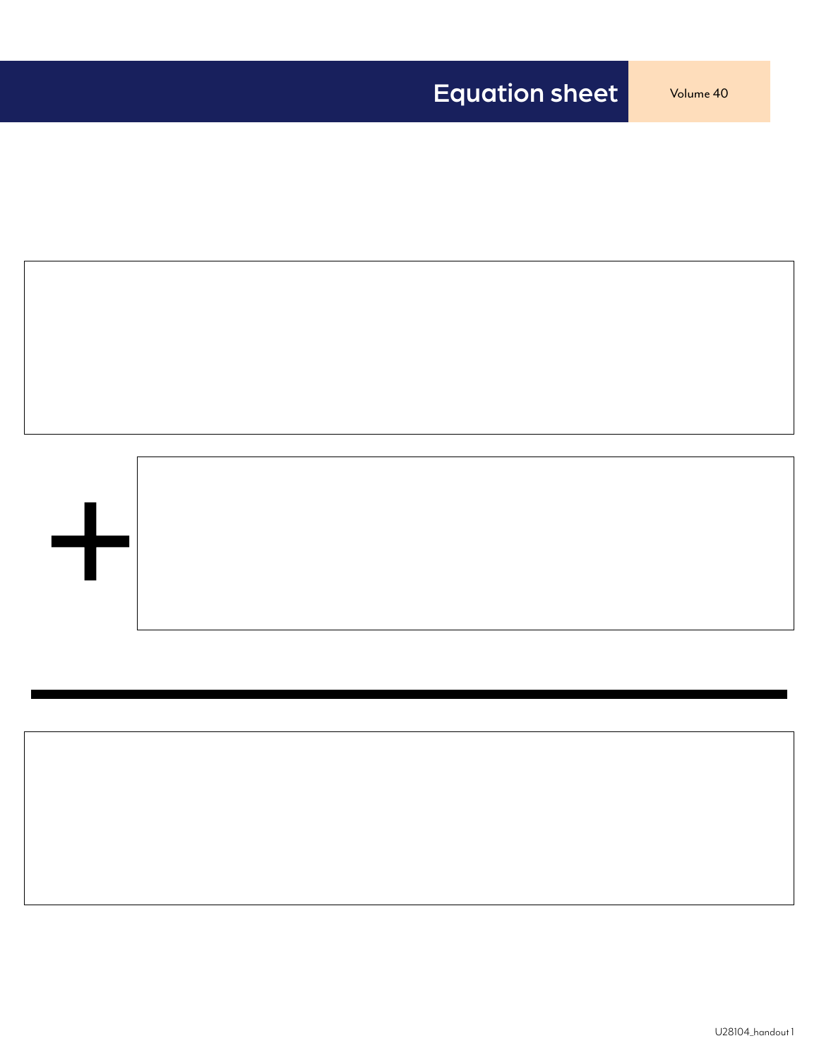# Equation sheet

$$+$$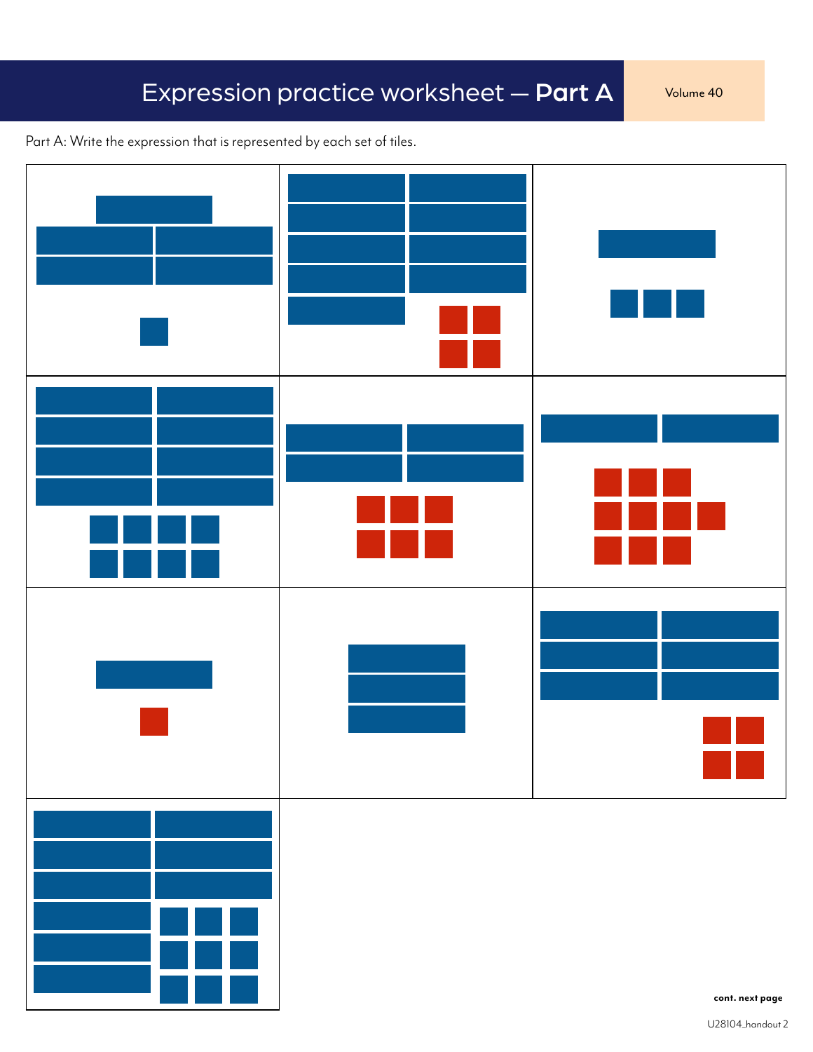# Expression practice worksheet — **Part A**

Part A: Write the expression that is represented by each set of tiles.

cont. next page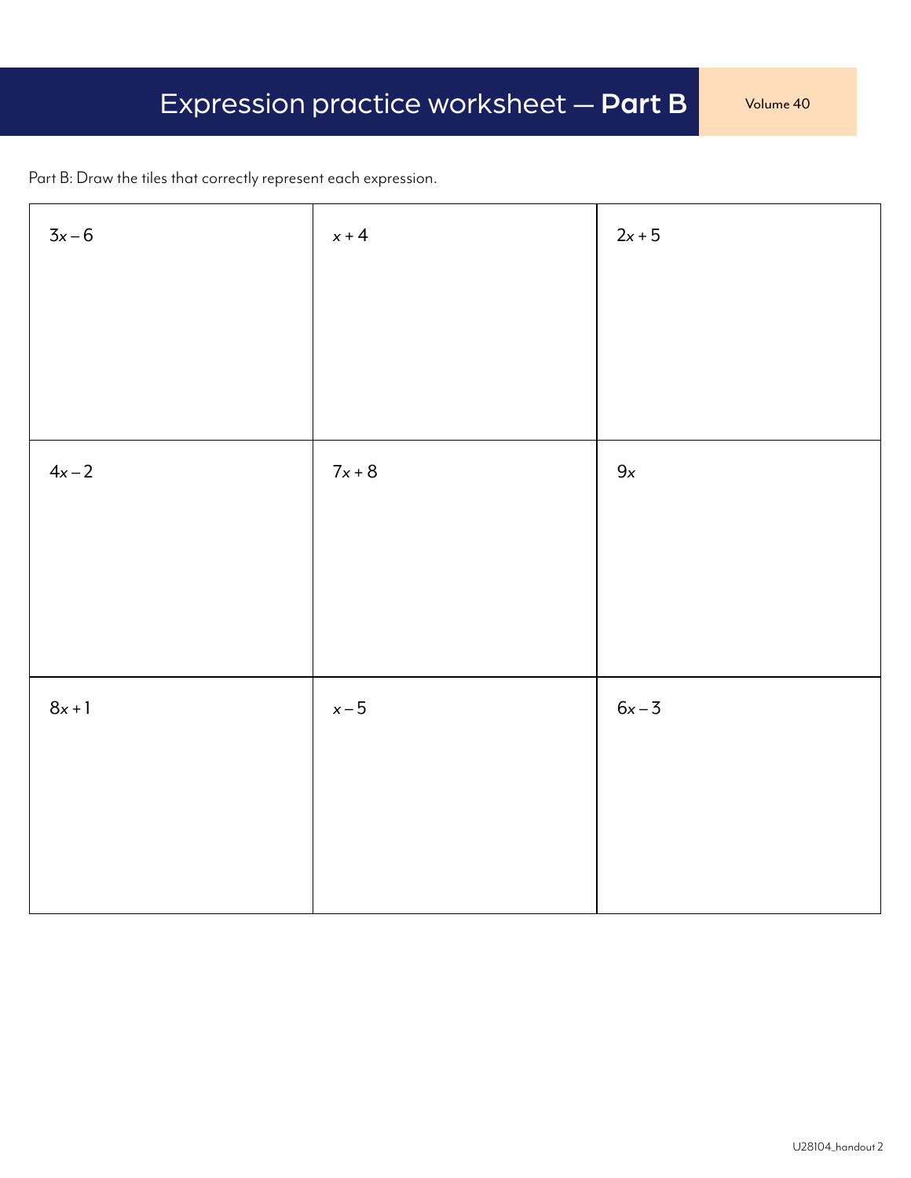# Expression practice worksheet — **Part B**

Volume 40

Part B: Draw the tiles that correctly represent each expression.

| | | |
|---|---|---|
| $3x - 6$ | $x + 4$ | $2x + 5$ |
| $4x - 2$ | $7x + 8$ | $9x$ |
| $8x + 1$ | $x - 5$ | $6x - 3$ |

U28104_handout 2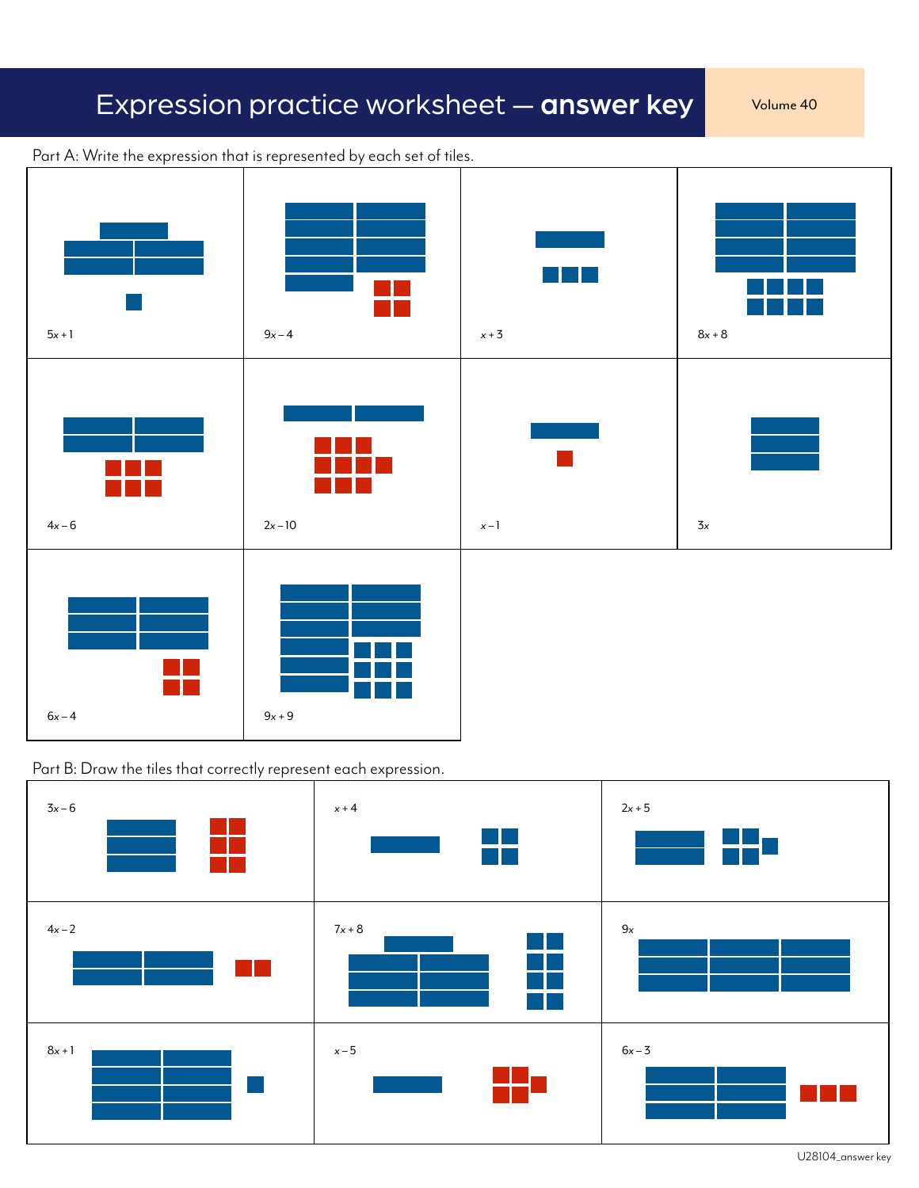# Expression practice worksheet — **answer key**

Volume 40

Part A: Write the expression that is represented by each set of tiles.

| | | | |
|---|---|---|---|
| $5x + 1$ | $9x - 4$ | $x + 3$ | $8x + 8$ |
| $4x - 6$ | $2x - 10$ | $x - 1$ | $3x$ |
| $6x - 4$ | $9x + 9$ | | |

Part B: Draw the tiles that correctly represent each expression.

| | | |
|---|---|---|
| $3x - 6$ | $x + 4$ | $2x + 5$ |
| $4x - 2$ | $7x + 8$ | $9x$ |
| $8x + 1$ | $x - 5$ | $6x - 3$ |

U28104_answer key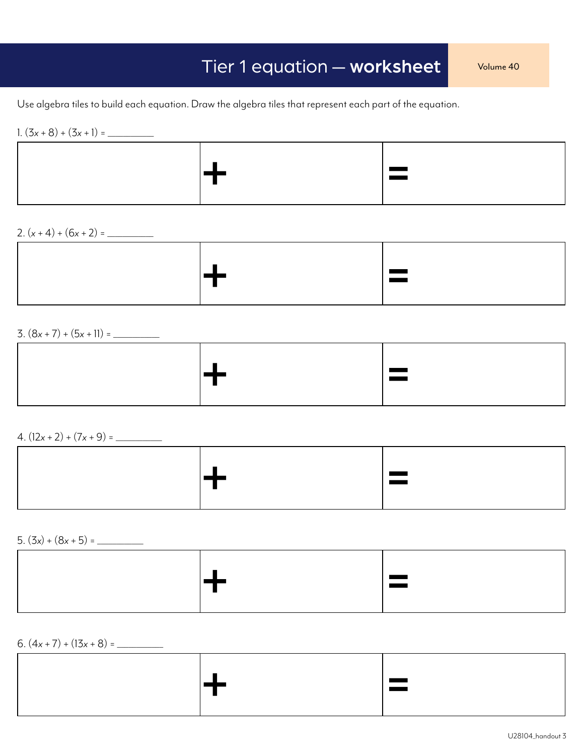# Tier 1 equation — **worksheet**

Volume 40

Use algebra tiles to build each equation. Draw the algebra tiles that represent each part of the equation.

1. $(3x + 8) + (3x + 1) =$ _________

| | + | = |
|---|---|---|

2. $(x + 4) + (6x + 2) =$ _________

| | + | = |
|---|---|---|

3. $(8x + 7) + (5x + 11) =$ _________

| | + | = |
|---|---|---|

4. $(12x + 2) + (7x + 9) =$ _________

| | + | = |
|---|---|---|

5. $(3x) + (8x + 5) =$ _________

| | + | = |
|---|---|---|

6. $(4x + 7) + (13x + 8) =$ _________

| | + | = |
|---|---|---|

U28104_handout 3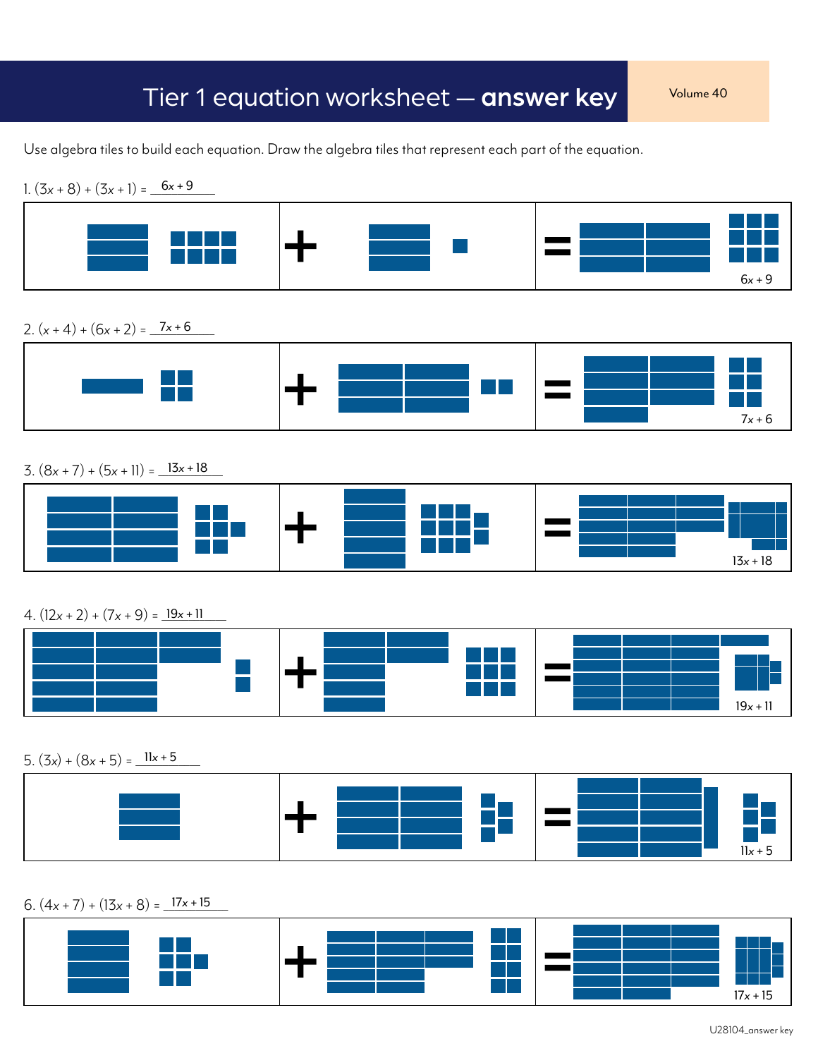# Tier 1 equation worksheet — **answer key**

Volume 40

Use algebra tiles to build each equation. Draw the algebra tiles that represent each part of the equation.

1. $(3x + 8) + (3x + 1) =$ $6x + 9$

$6x + 9$

2. $(x + 4) + (6x + 2) =$ $7x + 6$

$7x + 6$

3. $(8x + 7) + (5x + 11) =$ $13x + 18$

$13x + 18$

4. $(12x + 2) + (7x + 9) =$ $19x + 11$

$19x + 11$

5. $(3x) + (8x + 5) =$ $11x + 5$

$11x + 5$

6. $(4x + 7) + (13x + 8) =$ $17x + 15$

$17x + 15$

U28104_answer key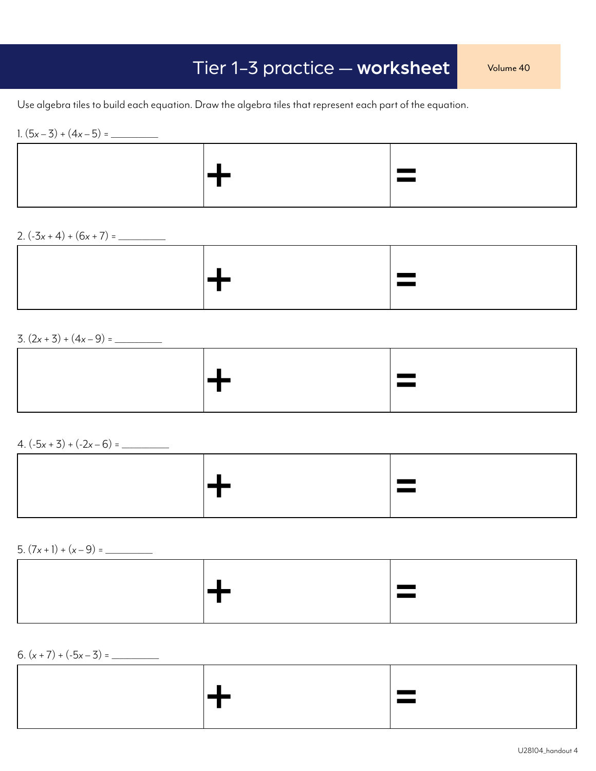# Tier 1–3 practice — **worksheet**

Volume 40

Use algebra tiles to build each equation. Draw the algebra tiles that represent each part of the equation.

1. $(5x - 3) + (4x - 5) =$ _________

| | + | = |
|---|---|---|

2. $(-3x + 4) + (6x + 7) =$ _________

| | + | = |
|---|---|---|

3. $(2x + 3) + (4x - 9) =$ _________

| | + | = |
|---|---|---|

4. $(-5x + 3) + (-2x - 6) =$ _________

| | + | = |
|---|---|---|

5. $(7x + 1) + (x - 9) =$ _________

| | + | = |
|---|---|---|

6. $(x + 7) + (-5x - 3) =$ _________

| | + | = |
|---|---|---|

U28104_handout 4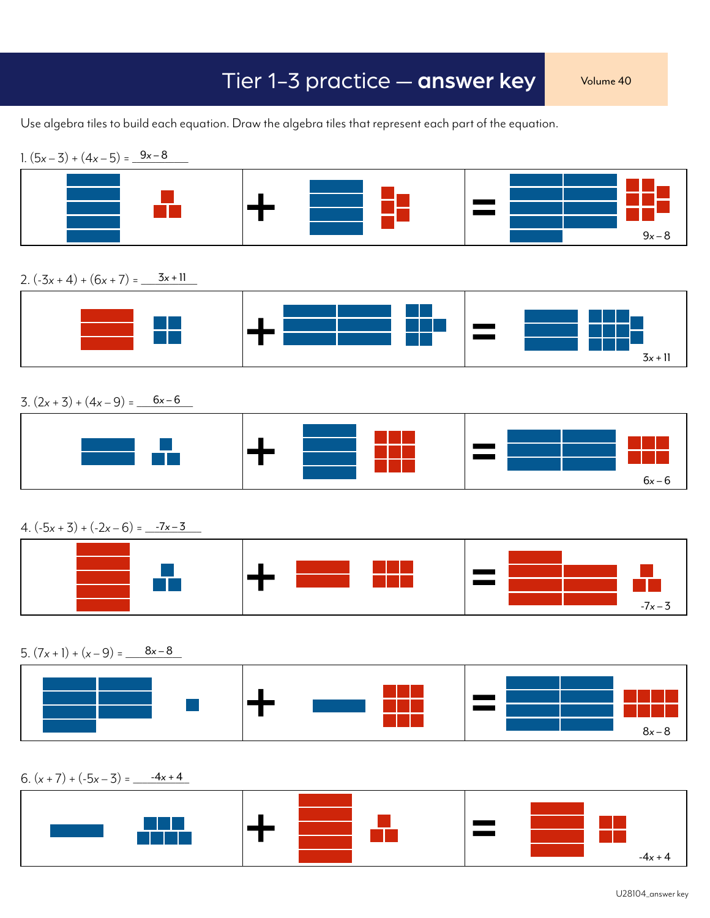# Tier 1–3 practice — **answer key**

Volume 40

Use algebra tiles to build each equation. Draw the algebra tiles that represent each part of the equation.

1. $(5x - 3) + (4x - 5) =$ $9x - 8$

$9x - 8$

2. $(-3x + 4) + (6x + 7) =$ $3x + 11$

$3x + 11$

3. $(2x + 3) + (4x - 9) =$ $6x - 6$

$6x - 6$

4. $(-5x + 3) + (-2x - 6) =$ $-7x - 3$

$-7x - 3$

5. $(7x + 1) + (x - 9) =$ $8x - 8$

$8x - 8$

6. $(x + 7) + (-5x - 3) =$ $-4x + 4$

$-4x + 4$

U28104_answer key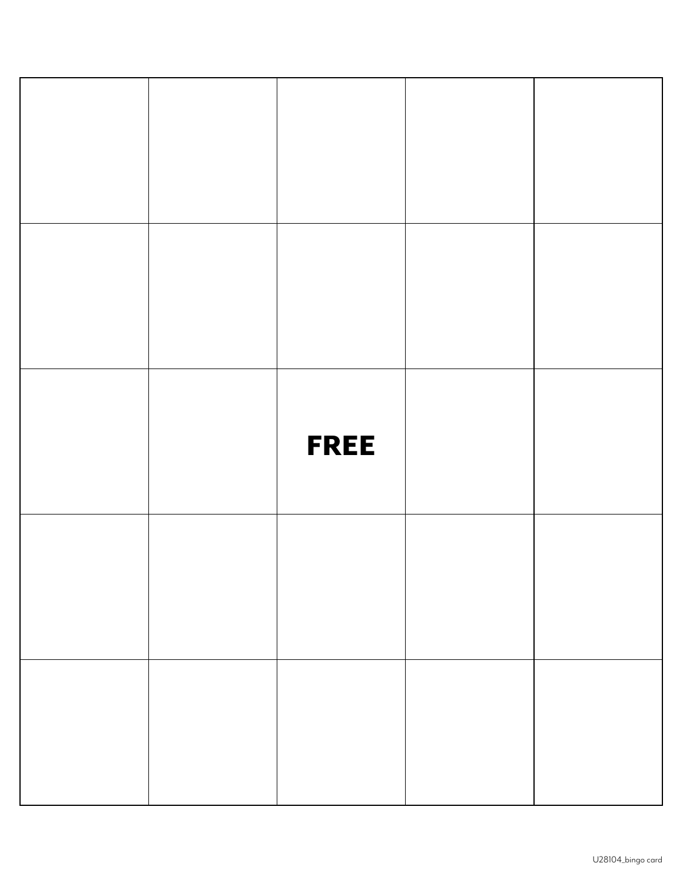| | | | | |
|---|---|---|---|---|
| | | | | |
| | | | | |
| | | **FREE** | | |
| | | | | |
| | | | | |

U28104_bingo card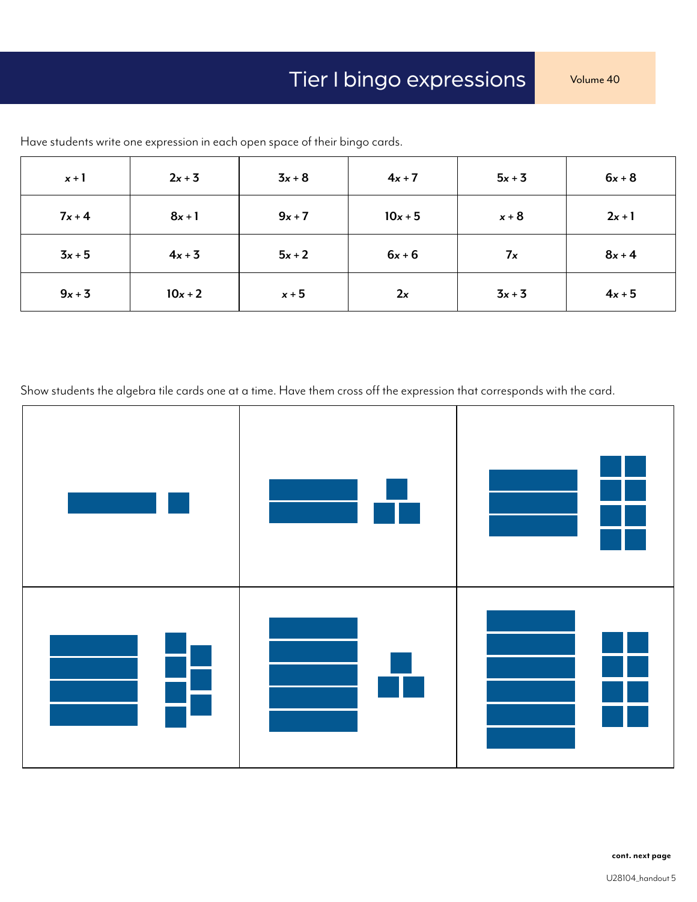# Tier I bingo expressions

Have students write one expression in each open space of their bingo cards.

| | | | | | |
|---|---|---|---|---|---|
| $x + 1$ | $2x + 3$ | $3x + 8$ | $4x + 7$ | $5x + 3$ | $6x + 8$ |
| $7x + 4$ | $8x + 1$ | $9x + 7$ | $10x + 5$ | $x + 8$ | $2x + 1$ |
| $3x + 5$ | $4x + 3$ | $5x + 2$ | $6x + 6$ | $7x$ | $8x + 4$ |
| $9x + 3$ | $10x + 2$ | $x + 5$ | $2x$ | $3x + 3$ | $4x + 5$ |

Show students the algebra tile cards one at a time. Have them cross off the expression that corresponds with the card.

cont. next page

U28104_handout 5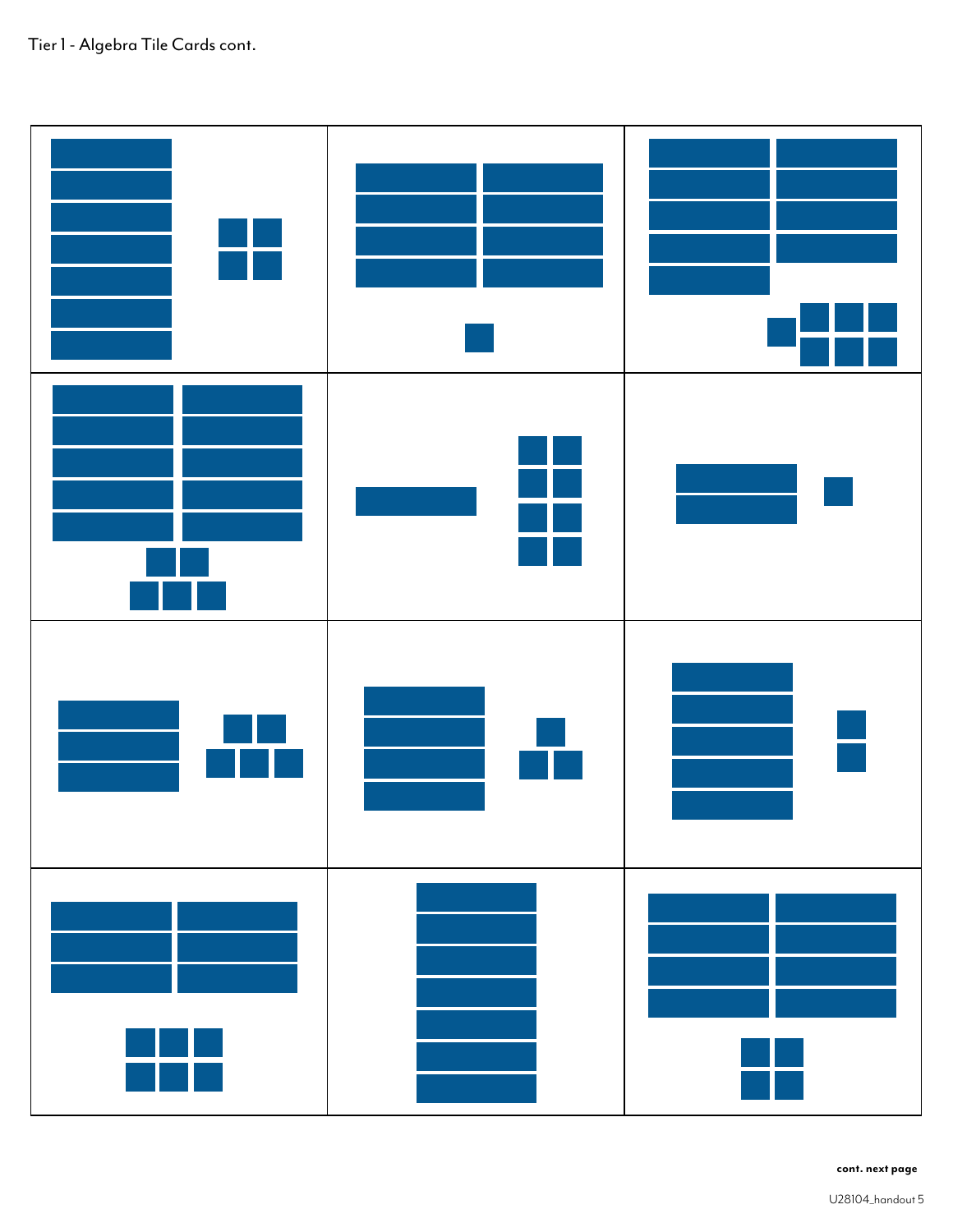Tier 1 - Algebra Tile Cards cont.

cont. next page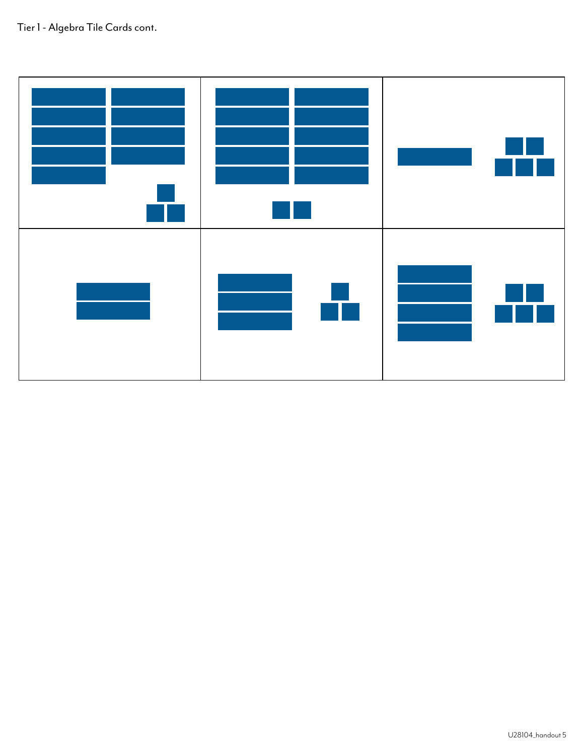Tier 1 - Algebra Tile Cards cont.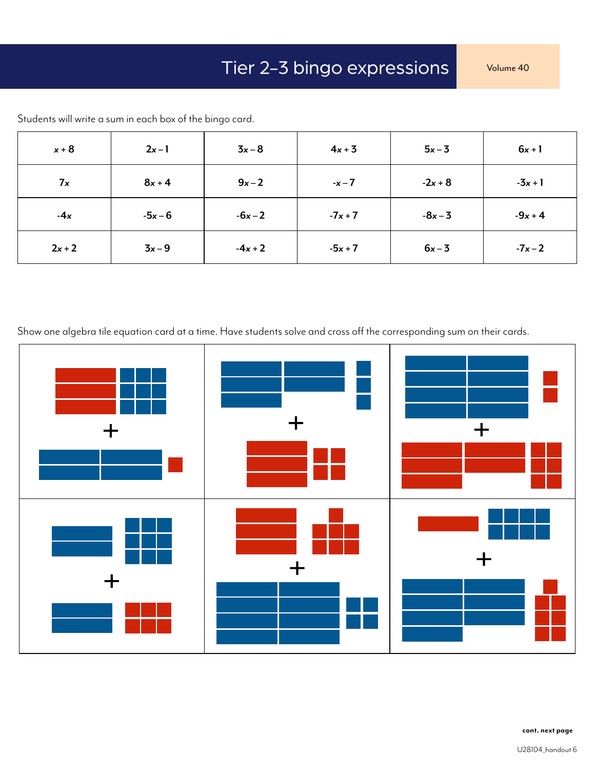# Tier 2–3 bingo expressions

Volume 40

Students will write a sum in each box of the bingo card.

| $x + 8$ | $2x - 1$ | $3x - 8$ | $4x + 3$ | $5x - 3$ | $6x + 1$ |
|---|---|---|---|---|---|
| $7x$ | $8x + 4$ | $9x - 2$ | $-x - 7$ | $-2x + 8$ | $-3x + 1$ |
| $-4x$ | $-5x - 6$ | $-6x - 2$ | $-7x + 7$ | $-8x - 3$ | $-9x + 4$ |
| $2x + 2$ | $3x - 9$ | $-4x + 2$ | $-5x + 7$ | $6x - 3$ | $-7x - 2$ |

Show one algebra tile equation card at a time. Have students solve and cross off the corresponding sum on their cards.

+

+

+

+

+

+

cont. next page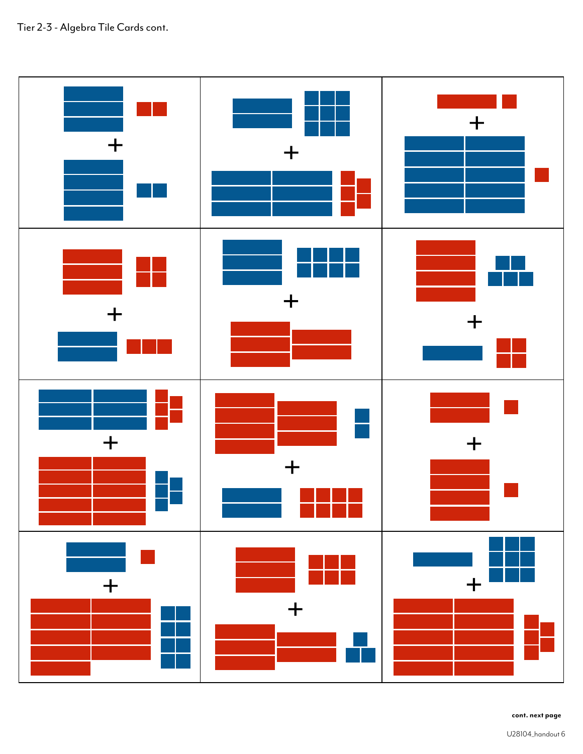Tier 2-3 - Algebra Tile Cards cont.

| + | + | + |
| --- | --- | --- |
| + | + | + |
| + | + | + |
| + | + | + |

cont. next page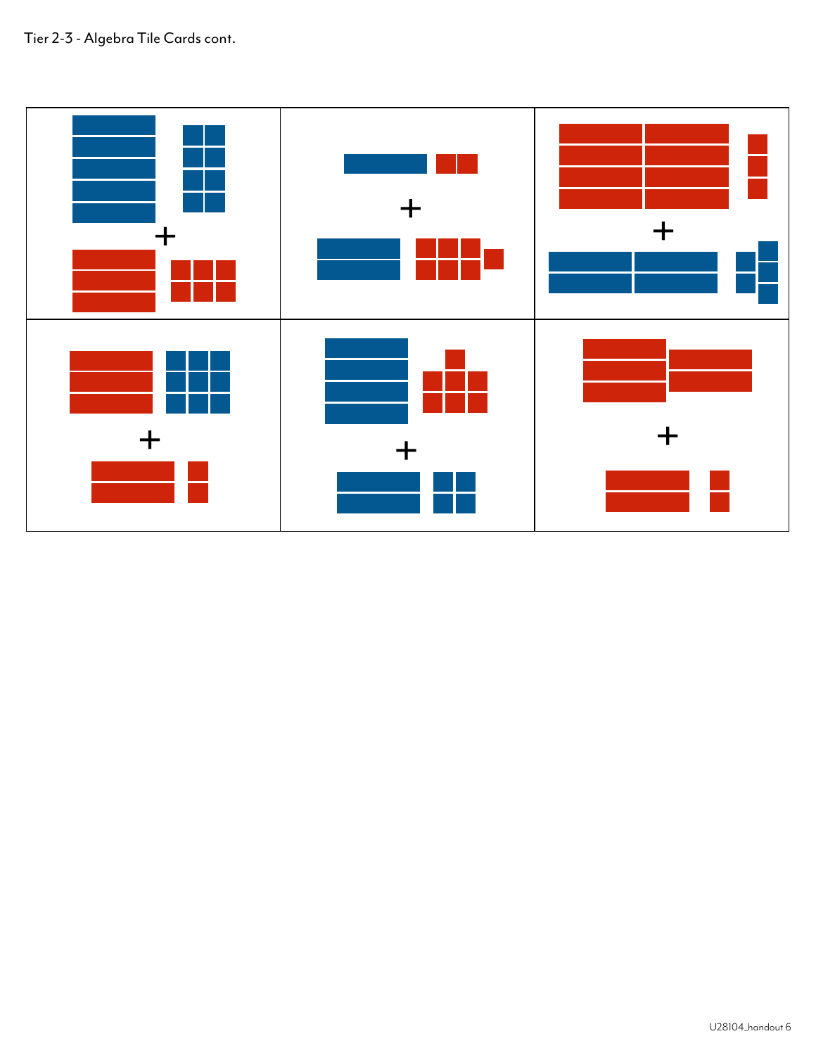Tier 2-3 - Algebra Tile Cards cont.

| | | |
|---|---|---|
| + | + | + |
| + | + | + |